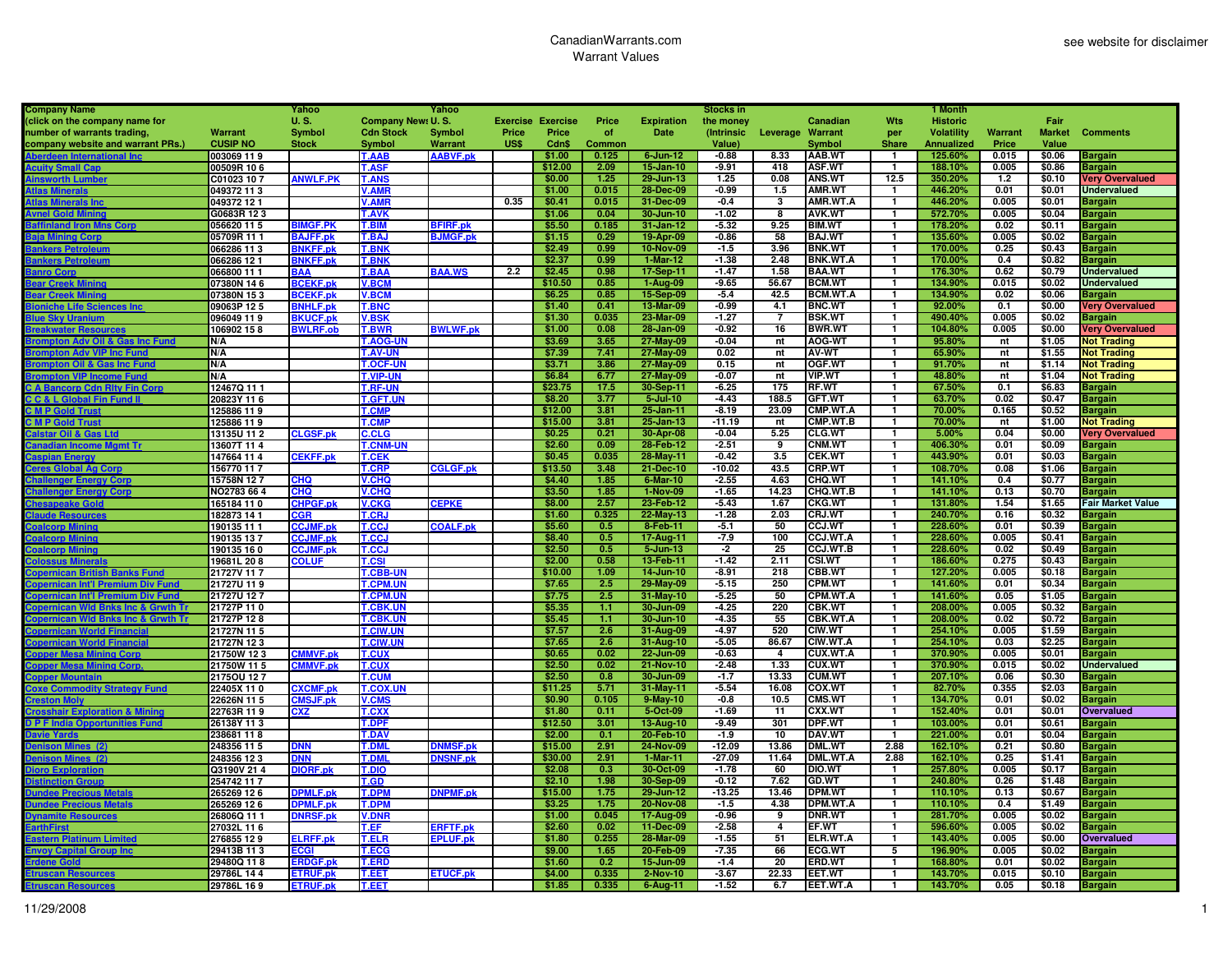CanadianWarrants.com
Warrant Values

see website for disclaimer

| Company Name (click on the company name for number of warrants trading, company website and warrant PRs.) | Warrant CUSIP NO | Yahoo U.S. Symbol Stock | Company News Cdn Stock Symbol | Yahoo U.S. Symbol Warrant | Exercise Price US$ | Exercise Price Cdn$ | Price of Common | Expiration Date | Stocks in the money (Intrinsic Value) | Leverage | Canadian Warrant Symbol | Wts per Share | 1 Month Historic Volatility Annualized | Warrant Price | Fair Market Value | Comments |
|---|---|---|---|---|---|---|---|---|---|---|---|---|---|---|---|---|
| Aberdeen International Inc | 003069 11 9 | | T.AAB | AABVF.pk | | $1.00 | 0.125 | 6-Jun-12 | -0.88 | 8.33 | AAB.WT | 1 | 125.60% | 0.015 | $0.06 | Bargain |
| Acuity Small Cap | 00509R 10 6 | | T.ASF | | | $12.00 | 2.09 | 15-Jan-10 | -9.91 | 418 | ASF.WT | 1 | 188.10% | 0.005 | $0.86 | Bargain |
| Ainsworth Lumber | C01023 10 7 | ANWLF.PK | T.ANS | | | $0.00 | 1.25 | 29-Jun-13 | 1.25 | 0.08 | ANS.WT | 12.5 | 350.20% | 1.2 | $0.10 | Very Overvalued |
| Atlas Minerals | 049372 11 3 | | V.AMR | | | $1.00 | 0.015 | 28-Dec-09 | -0.99 | 1.5 | AMR.WT | 1 | 446.20% | 0.01 | $0.01 | Undervalued |
| Atlas Minerals Inc | 049372 12 1 | | V.AMR | | 0.35 | $0.41 | 0.015 | 31-Dec-09 | -0.4 | 3 | AMR.WT.A | 1 | 446.20% | 0.005 | $0.01 | Bargain |
| Avnel Gold Mining | G0683R 12 3 | | T.AVK | | | $1.06 | 0.04 | 30-Jun-10 | -1.02 | 8 | AVK.WT | 1 | 572.70% | 0.005 | $0.04 | Bargain |
| Baffinland Iron Mns Corp | 056620 11 5 | BIMGF.PK | T.BIM | BFIRF.pk | | $5.50 | 0.185 | 31-Jan-12 | -5.32 | 9.25 | BIM.WT | 1 | 178.20% | 0.02 | $0.11 | Bargain |
| Baja Mining Corp | 05709R 11 1 | BAJFF.pk | T.BAJ | BJMGF.pk | | $1.15 | 0.29 | 19-Apr-09 | -0.86 | 58 | BAJ.WT | 1 | 135.60% | 0.005 | $0.02 | Bargain |
| Bankers Petroleum | 066286 11 3 | BNKFF.pk | T.BNK | | | $2.49 | 0.99 | 10-Nov-09 | -1.5 | 3.96 | BNK.WT | 1 | 170.00% | 0.25 | $0.43 | Bargain |
| Bankers Petroleum | 066286 12 1 | BNKFF.pk | T.BNK | | | $2.37 | 0.99 | 1-Mar-12 | -1.38 | 2.48 | BNK.WT.A | 1 | 170.00% | 0.4 | $0.82 | Bargain |
| Banro Corp | 066800 11 1 | BAA | T.BAA | BAA.WS | 2.2 | $2.45 | 0.98 | 17-Sep-11 | -1.47 | 1.58 | BAA.WT | 1 | 176.30% | 0.62 | $0.79 | Undervalued |
| Bear Creek Mining | 07380N 14 6 | BCEKF.pk | V.BCM | | | $10.50 | 0.85 | 1-Aug-09 | -9.65 | 56.67 | BCM.WT | 1 | 134.90% | 0.015 | $0.02 | Undervalued |
| Bear Creek Mining | 07380N 15 3 | BCEKF.pk | V.BCM | | | $6.25 | 0.85 | 15-Sep-09 | -5.4 | 42.5 | BCM.WT.A | 1 | 134.90% | 0.02 | $0.06 | Bargain |
| Bioniche Life Sciences Inc | 09063P 12 5 | BNHLF.pk | T.BNC | | | $1.40 | 0.41 | 13-Mar-09 | -0.99 | 4.1 | BNC.WT | 1 | 92.00% | 0.1 | $0.00 | Very Overvalued |
| Blue Sky Uranium | 096049 11 9 | BKUCF.pk | V.BSK | | | $1.30 | 0.035 | 23-Mar-09 | -1.27 | 7 | BSK.WT | 1 | 490.40% | 0.005 | $0.02 | Bargain |
| Breakwater Resources | 106902 15 8 | BWLRF.ob | T.BWR | BWLWF.pk | | $1.00 | 0.08 | 28-Jan-09 | -0.92 | 16 | BWR.WT | 1 | 104.80% | 0.005 | $0.00 | Very Overvalued |
| Brompton Adv Oil & Gas Inc Fund | N/A | | T.AOG-UN | | | $3.69 | 3.65 | 27-May-09 | -0.04 | nt | AOG-WT | 1 | 95.80% | nt | $1.05 | Not Trading |
| Brompton Adv VIP Inc Fund | N/A | | T.AV-UN | | | $7.39 | 7.41 | 27-May-09 | 0.02 | nt | AV-WT | 1 | 65.90% | nt | $1.55 | Not Trading |
| Brompton Oil & Gas Inc Fund | N/A | | T.OGF-UN | | | $3.71 | 3.86 | 27-May-09 | 0.15 | nt | OGF.WT | 1 | 91.70% | nt | $1.14 | Not Trading |
| Brompton VIP Income Fund | N/A | | T.VIP-UN | | | $6.84 | 6.77 | 27-May-09 | -0.07 | nt | VIP.WT | 1 | 48.80% | nt | $1.04 | Not Trading |
| C A Bancorp Cdn Rlty Fin Corp | 12467Q 11 1 | | T.RF-UN | | | $23.75 | 17.5 | 30-Sep-11 | -6.25 | 175 | RF.WT | 1 | 67.50% | 0.1 | $6.83 | Bargain |
| C C & L Global Fin Fund II | 20823Y 11 6 | | T.GFT.UN | | | $8.20 | 3.77 | 5-Jul-10 | -4.43 | 188.5 | GFT.WT | 1 | 63.70% | 0.02 | $0.47 | Bargain |
| C M P Gold Trust | 125886 11 9 | | T.CMP | | | $12.00 | 3.81 | 25-Jan-11 | -8.19 | 23.09 | CMP.WT.A | 1 | 70.00% | 0.165 | $0.52 | Bargain |
| C M P Gold Trust | 125886 11 9 | | T.CMP | | | $15.00 | 3.81 | 25-Jan-13 | -11.19 | nt | CMP.WT.B | 1 | 70.00% | nt | $1.00 | Not Trading |
| Calstar Oil & Gas Ltd | 13135U 11 2 | CLGSF.pk | C.CLG | | | $0.25 | 0.21 | 30-Apr-08 | -0.04 | 5.25 | CLG.WT | 1 | 5.00% | 0.04 | $0.00 | Very Overvalued |
| Canadian Income Mgmt Tr | 13607T 11 4 | | T.CNM-UN | | | $2.60 | 0.09 | 28-Feb-12 | -2.51 | 9 | CNM.WT | 1 | 406.30% | 0.01 | $0.09 | Bargain |
| Caspian Energy | 147664 11 4 | CEKFF.pk | T.CEK | | | $0.45 | 0.035 | 28-May-11 | -0.42 | 3.5 | CEK.WT | 1 | 443.90% | 0.01 | $0.03 | Bargain |
| Ceres Global Ag Corp | 156770 11 7 | | T.CRP | CGLGF.pk | | $13.50 | 3.48 | 21-Dec-10 | -10.02 | 43.5 | CRP.WT | 1 | 108.70% | 0.08 | $1.06 | Bargain |
| Challenger Energy Corp | 15758N 12 7 | CHQ | V.CHQ | | | $4.40 | 1.85 | 6-Mar-10 | -2.55 | 4.63 | CHQ.WT | 1 | 141.10% | 0.4 | $0.77 | Bargain |
| Challenger Energy Corp | NO2783 66 4 | CHQ | V.CHQ | | | $3.50 | 1.85 | 1-Nov-09 | -1.65 | 14.23 | CHQ.WT.B | 1 | 141.10% | 0.13 | $0.70 | Bargain |
| Chesapeake Gold | 165184 11 0 | CHPGF.pk | V.CKG | CEPKE | | $8.00 | 2.57 | 23-Feb-12 | -5.43 | 1.67 | CKG.WT | 1 | 131.80% | 1.54 | $1.65 | Fair Market Value |
| Claude Resources | 182873 14 1 | CGR | T.CRJ | | | $1.60 | 0.325 | 22-May-13 | -1.28 | 2.03 | CRJ.WT | 1 | 240.70% | 0.16 | $0.32 | Bargain |
| Coalcorp Mining | 190135 11 1 | CCJMF.pk | T.CCJ | COALF.pk | | $5.60 | 0.5 | 8-Feb-11 | -5.1 | 50 | CCJ.WT | 1 | 228.60% | 0.01 | $0.39 | Bargain |
| Coalcorp Mining | 190135 13 7 | CCJMF.pk | T.CCJ | | | $8.40 | 0.5 | 17-Aug-11 | -7.9 | 100 | CCJ.WT.A | 1 | 228.60% | 0.005 | $0.41 | Bargain |
| Coalcorp Mining | 190135 16 0 | CCJMF.pk | T.CCJ | | | $2.50 | 0.5 | 5-Jun-13 | -2 | 25 | CCJ.WT.B | 1 | 228.60% | 0.02 | $0.49 | Bargain |
| Colossus Minerals | 19681L 20 8 | COLUF | T.CSI | | | $2.00 | 0.58 | 13-Feb-11 | -1.42 | 2.11 | CSI.WT | 1 | 186.60% | 0.275 | $0.43 | Bargain |
| Copernican British Banks Fund | 21727V 11 7 | | T.CBB-UN | | | $10.00 | 1.09 | 14-Jun-10 | -8.91 | 218 | CBB.WT | 1 | 127.20% | 0.005 | $0.18 | Bargain |
| Copernican Int'l Premium Div Fund | 21727U 11 9 | | T.CPM.UN | | | $7.65 | 2.5 | 29-May-09 | -5.15 | 250 | CPM.WT | 1 | 141.60% | 0.01 | $0.34 | Bargain |
| Copernican Int'l Premium Div Fund | 21727U 12 7 | | T.CPM.UN | | | $7.75 | 2.5 | 31-May-10 | -5.25 | 50 | CPM.WT.A | 1 | 141.60% | 0.05 | $1.05 | Bargain |
| Copernican Wld Bnks Inc & Grwth Tr | 21727P 11 0 | | T.CBK.UN | | | $5.35 | 1.1 | 30-Jun-09 | -4.25 | 220 | CBK.WT | 1 | 208.00% | 0.005 | $0.32 | Bargain |
| Copernican Wld Bnks Inc & Grwth Tr | 21727P 12 8 | | T.CBK.UN | | | $5.45 | 1.1 | 30-Jun-10 | -4.35 | 55 | CBK.WT.A | 1 | 208.00% | 0.02 | $0.72 | Bargain |
| Copernican World Financial | 21727N 11 5 | | T.CIW.UN | | | $7.57 | 2.6 | 31-Aug-09 | -4.97 | 520 | CIW.WT | 1 | 254.10% | 0.005 | $1.59 | Bargain |
| Copernican World Financial | 21727N 12 3 | | T.CIW.UN | | | $7.65 | 2.6 | 31-Aug-10 | -5.05 | 86.67 | CIW.WT.A | 1 | 254.10% | 0.03 | $2.25 | Bargain |
| Copper Mesa Mining Corp | 21750W 12 3 | CMMVF.pk | T.CUX | | | $0.65 | 0.02 | 22-Jun-09 | -0.63 | 4 | CUX.WT.A | 1 | 370.90% | 0.005 | $0.01 | Bargain |
| Copper Mesa Mining Corp. | 21750W 11 5 | CMMVF.pk | T.CUX | | | $2.50 | 0.02 | 21-Nov-10 | -2.48 | 1.33 | CUX.WT | 1 | 370.90% | 0.015 | $0.02 | Undervalued |
| Copper Mountain | 21750U 12 7 | | T.CUM | | | $2.50 | 0.8 | 30-Jun-09 | -1.7 | 13.33 | CUM.WT | 1 | 207.10% | 0.06 | $0.30 | Bargain |
| Coxe Commodity Strategy Fund | 22405X 11 0 | CXCMF.pk | T.COX.UN | | | $11.25 | 5.71 | 31-May-11 | -5.54 | 16.08 | COX.WT | 1 | 82.70% | 0.355 | $2.03 | Bargain |
| Creston Moly | 22626N 11 5 | CMSJF.pk | V.CMS | | | $0.90 | 0.105 | 9-May-10 | -0.8 | 10.5 | CMS.WT | 1 | 134.70% | 0.01 | $0.02 | Bargain |
| Crosshair Exploration & Mining | 22763R 11 9 | CXZ | T.CXX | | | $1.80 | 0.11 | 5-Oct-09 | -1.69 | 11 | CXX.WT | 1 | 152.40% | 0.01 | $0.01 | Overvalued |
| D P F India Opportunities Fund | 26138Y 11 3 | | T.DPF | | | $12.50 | 3.01 | 13-Aug-10 | -9.49 | 301 | DPF.WT | 1 | 103.00% | 0.01 | $0.61 | Bargain |
| Davie Yards | 238681 11 8 | | T.DAV | | | $2.00 | 0.1 | 20-Feb-10 | -1.9 | 10 | DAV.WT | 1 | 221.00% | 0.01 | $0.04 | Bargain |
| Denison Mines (2) | 248356 11 5 | DNN | T.DML | DNMSF.pk | | $15.00 | 2.91 | 24-Nov-09 | -12.09 | 13.86 | DML.WT | 2.88 | 162.10% | 0.21 | $0.80 | Bargain |
| Denison Mines (2) | 248356 12 3 | DNN | T.DML | DNSNF.pk | | $30.00 | 2.91 | 1-Mar-11 | -27.09 | 11.64 | DML.WT.A | 2.88 | 162.10% | 0.25 | $1.41 | Bargain |
| Dioro Exploration | Q3190V 21 4 | DIORF.pk | T.DIO | | | $2.08 | 0.3 | 30-Oct-09 | -1.78 | 60 | DIO.WT | 1 | 257.80% | 0.005 | $0.17 | Bargain |
| Distinction Group | 254742 11 7 | | T.GD | | | $2.10 | 1.98 | 30-Sep-09 | -0.12 | 7.62 | GD.WT | 1 | 240.80% | 0.26 | $1.48 | Bargain |
| Dundee Precious Metals | 265269 12 6 | DPMLF.pk | T.DPM | DNPMF.pk | | $15.00 | 1.75 | 29-Jun-12 | -13.25 | 13.46 | DPM.WT | 1 | 110.10% | 0.13 | $0.67 | Bargain |
| Dundee Precious Metals | 265269 12 6 | DPMLF.pk | T.DPM | | | $3.25 | 1.75 | 20-Nov-08 | -1.5 | 4.38 | DPM.WT.A | 1 | 110.10% | 0.4 | $1.49 | Bargain |
| Dynamite Resources | 26806Q 11 1 | DNRSF.pk | V.DNR | | | $1.00 | 0.045 | 17-Aug-09 | -0.96 | 9 | DNR.WT | 1 | 281.70% | 0.005 | $0.02 | Bargain |
| EarthFirst | 27032L 11 6 | | T.EF | ERFTF.pk | | $2.60 | 0.02 | 11-Dec-09 | -2.58 | 4 | EF.WT | 1 | 596.60% | 0.005 | $0.02 | Bargain |
| Eastern Platinum Limited | 276855 12 9 | ELRFF.pk | T.ELR | EPLUF.pk | | $1.80 | 0.255 | 28-Mar-09 | -1.55 | 51 | ELR.WT.A | 1 | 143.40% | 0.005 | $0.00 | Overvalued |
| Envoy Capital Group Inc | 29413B 11 3 | ECGI | T.ECG | | | $9.00 | 1.65 | 20-Feb-09 | -7.35 | 66 | ECG.WT | 5 | 196.90% | 0.005 | $0.02 | Bargain |
| Erdene Gold | 29480Q 11 8 | ERDGF.pk | T.ERD | | | $1.60 | 0.2 | 15-Jun-09 | -1.4 | 20 | ERD.WT | 1 | 168.80% | 0.01 | $0.02 | Bargain |
| Etruscan Resources | 29786L 14 4 | ETRUF.pk | T.EET | ETUCF.pk | | $4.00 | 0.335 | 2-Nov-10 | -3.67 | 22.33 | EET.WT | 1 | 143.70% | 0.015 | $0.10 | Bargain |
| Etruscan Resources | 29786L 16 9 | ETRUF.pk | T.EET | | | $1.85 | 0.335 | 6-Aug-11 | -1.52 | 6.7 | EET.WT.A | 1 | 143.70% | 0.05 | $0.18 | Bargain |

11/29/2008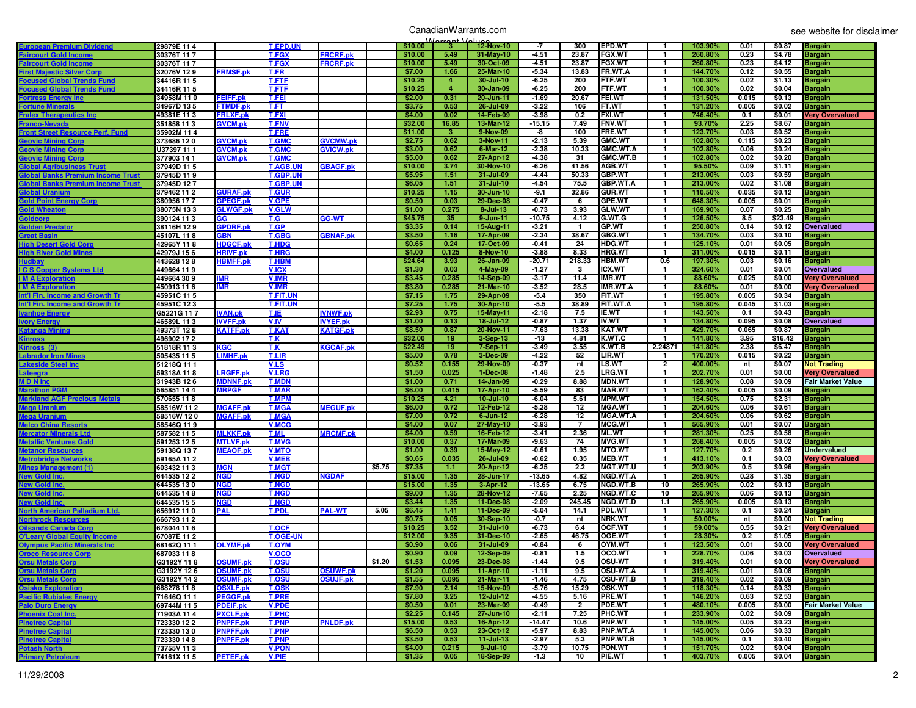CanadianWarrants.com

Warrant Values

see website for disclaimer

| | | | | | | | | | | | | | | | | |
|---|---|---|---|---|---|---|---|---|---|---|---|---|---|---|---|---|
| European Premium Dividend | 29879E 11 4 | | T.EPD.UN | | | $10.00 | 3 | 12-Nov-10 | -7 | 300 | EPD.WT | 1 | 103.90% | 0.01 | $0.87 | Bargain |
| Faircourt Gold Income | 30376T 11 7 | | T.FGX | FRCRF.pk | | $10.00 | 5.49 | 31-May-10 | -4.51 | 23.87 | FGX.WT | 1 | 260.80% | 0.23 | $4.78 | Bargain |
| Faircourt Gold Income | 30376T 11 7 | | T.FGX | FRCRF.pk | | $10.00 | 5.49 | 30-Oct-09 | -4.51 | 23.87 | FGX.WT | 1 | 260.80% | 0.23 | $4.12 | Bargain |
| First Majestic Silver Corp | 32076V 12 9 | FRMSF.pk | T.FR | | | $7.00 | 1.66 | 25-Mar-10 | -5.34 | 13.83 | FR.WT.A | 1 | 144.70% | 0.12 | $0.55 | Bargain |
| Focused Global Trends Fund | 34416R 11 5 | | T.FTF | | | $10.25 | 4 | 30-Jul-10 | -6.25 | 200 | FTF.WT | 1 | 100.30% | 0.02 | $1.13 | Bargain |
| Focused Global Trends Fund | 34416R 11 5 | | T.FTF | | | $10.25 | 4 | 30-Jan-09 | -6.25 | 200 | FTF.WT | 1 | 100.30% | 0.02 | $0.04 | Bargain |
| Fortress Energy Inc | 34958M 11 0 | FEIFF.pk | T.FEI | | | $2.00 | 0.31 | 20-Jun-11 | -1.69 | 20.67 | FEI.WT | 1 | 131.50% | 0.015 | $0.13 | Bargain |
| Fortune Minerals | 34967D 13 5 | FTMDF.pk | T.FT | | | $3.75 | 0.53 | 26-Jul-09 | -3.22 | 106 | FT.WT | 1 | 131.20% | 0.005 | $0.02 | Bargain |
| Fralex Therapeutics Inc | 49381E 11 3 | FRLXF.pk | T.FXI | | | $4.00 | 0.02 | 14-Feb-09 | -3.98 | 0.2 | FXI.WT | 1 | 746.40% | 0.1 | $0.01 | Very Overvalued |
| Franco-Nevada | 351858 11 3 | GVCM.pk | T.FNV | | | $32.00 | 16.85 | 13-Mar-12 | -15.15 | 7.49 | FNV.WT | 1 | 93.70% | 2.25 | $8.67 | Bargain |
| Front Street Resource Perf. Fund | 35902M 11 4 | | T.FRE | | | $11.00 | 3 | 9-Nov-09 | -8 | 100 | FRE.WT | 1 | 123.70% | 0.03 | $0.52 | Bargain |
| Geovic Mining Corp | 373686 12 0 | GVCM.pk | T.GMC | GVCMW.pk | | $2.75 | 0.62 | 3-Nov-11 | -2.13 | 5.39 | GMC.WT | 1 | 102.80% | 0.115 | $0.23 | Bargain |
| Geovic Mining Corp | U37397 11 1 | GVCM.pk | T.GMC | GVICW.pk | | $3.00 | 0.62 | 6-Mar-12 | -2.38 | 10.33 | GMC.WT.A | 1 | 102.80% | 0.06 | $0.24 | Bargain |
| Geovic Mining Corp | 377903 14 1 | GVCM.pk | T.GMC | | | $5.00 | 0.62 | 27-Apr-12 | -4.38 | 31 | GMC.WT.B | 1 | 102.80% | 0.02 | $0.20 | Bargain |
| Global Agribusiness Trust | 37949D 11 5 | | T.AGB.UN | GBAGF.pk | | $10.00 | 3.74 | 30-Nov-10 | -6.26 | 41.56 | AGB.WT | 1 | 95.50% | 0.09 | $1.11 | Bargain |
| Global Banks Premium Income Trust | 37945D 11 9 | | T.GBP.UN | | | $5.95 | 1.51 | 31-Jul-09 | -4.44 | 50.33 | GBP.WT | 1 | 213.00% | 0.03 | $0.59 | Bargain |
| Global Banks Premium Income Trust | 37945D 12 7 | | T.GBP.UN | | | $6.05 | 1.51 | 31-Jul-10 | -4.54 | 75.5 | GBP.WT.A | 1 | 213.00% | 0.02 | $1.08 | Bargain |
| Global Uranium | 379462 11 2 | GURAF.pk | T.GUR | | | $10.25 | 1.15 | 30-Jun-10 | -9.1 | 32.86 | GUR.WT | 1 | 110.50% | 0.035 | $0.12 | Bargain |
| Gold Point Energy Corp | 380956 17 7 | GPEGF.pk | V.GPE | | | $0.50 | 0.03 | 29-Dec-08 | -0.47 | 6 | GPE.WT | 1 | 648.30% | 0.005 | $0.01 | Bargain |
| Gold Wheaton | 38075N 13 3 | GLWGF.pk | V.GLW | | | $1.00 | 0.275 | 8-Jul-13 | -0.73 | 3.93 | GLW.WT | 1 | 169.90% | 0.07 | $0.25 | Bargain |
| Goldcorp | 390124 11 3 | GG | T.G | GG-WT | | $45.75 | 35 | 9-Jun-11 | -10.75 | 4.12 | G.WT.G | 1 | 126.50% | 8.5 | $23.49 | Bargain |
| Golden Predator | 38116H 12 9 | GPDRF.pk | T.GP | | | $3.35 | 0.14 | 15-Aug-11 | -3.21 | 1 | GP.WT | 1 | 250.80% | 0.14 | $0.12 | Overvalued |
| Great Basin | 45107L 11 8 | GBN | T.GBG | GBNAF.pk | | $3.50 | 1.16 | 17-Apr-09 | -2.34 | 38.67 | GBG.WT | 1 | 134.70% | 0.03 | $0.10 | Bargain |
| High Desert Gold Corp | 42965Y 11 8 | HDGCF.pk | T.HDG | | | $0.65 | 0.24 | 17-Oct-09 | -0.41 | 24 | HDG.WT | 1 | 125.10% | 0.01 | $0.05 | Bargain |
| High River Gold Mines | 42979J 15 6 | HRIVF.pk | T.HRG | | | $4.00 | 0.125 | 8-Nov-10 | -3.88 | 8.33 | HRG.WT | 1 | 311.00% | 0.015 | $0.11 | Bargain |
| Hudbay | 443628 12 8 | HBMFF.pk | T.HBM | | | $24.64 | 3.93 | 26-Jan-09 | -20.71 | 218.33 | HBM.WT | 0.6 | 197.30% | 0.03 | $0.16 | Bargain |
| I C S Copper Systems Ltd | 449664 11 9 | | V.ICX | | | $1.30 | 0.03 | 4-May-09 | -1.27 | 3 | ICX.WT | 1 | 324.60% | 0.01 | $0.01 | Overvalued |
| I M A Exploration | 449664 30 9 | IMR | V.IMR | | | $3.45 | 0.285 | 14-Sep-09 | -3.17 | 11.4 | IMR.WT | 1 | 88.60% | 0.025 | $0.00 | Very Overvalued |
| I M A Exploration | 450913 11 6 | IMR | V.IMR | | | $3.80 | 0.285 | 21-Mar-10 | -3.52 | 28.5 | IMR.WT.A | 1 | 88.60% | 0.01 | $0.00 | Very Overvalued |
| Int'l Fin. Income and Growth Tr | 45951C 11 5 | | T.FIT.UN | | | $7.15 | 1.75 | 29-Apr-09 | -5.4 | 350 | FIT.WT | 1 | 195.80% | 0.005 | $0.34 | Bargain |
| Int'l Fin. Income and Growth Tr | 45951C 12 3 | | T.FIT.UN | | | $7.25 | 1.75 | 30-Apr-10 | -5.5 | 38.89 | FIT.WT.A | 1 | 195.80% | 0.045 | $1.03 | Bargain |
| Ivanhoe Energy | G5221G 11 7 | IVAN.pk | T.IE | IVNWF.pk | | $2.93 | 0.75 | 15-May-11 | -2.18 | 7.5 | IE.WT | 1 | 143.50% | 0.1 | $0.43 | Bargain |
| Ivory Energy | 46589L 11 3 | IVVFF.pk | V.IV | IVYEF.pk | | $1.00 | 0.13 | 18-Jul-12 | -0.87 | 1.37 | IV.WT | 1 | 134.80% | 0.095 | $0.08 | Overvalued |
| Katanga Mining | 49373T 12 8 | KATFF.pk | T.KAT | KATGF.pk | | $8.50 | 0.87 | 20-Nov-11 | -7.63 | 13.38 | KAT.WT | 1 | 429.70% | 0.065 | $0.87 | Bargain |
| Kinross | 496902 17 2 | | T.K | | | $32.00 | 19 | 3-Sep-13 | -13 | 4.81 | K.WT.C | 1 | 141.80% | 3.95 | $16.42 | Bargain |
| Kinross (3) | 51818R 11 3 | KGC | T.K | KGCAF.pk | | $22.49 | 19 | 7-Sep-11 | -3.49 | 3.55 | K.WT.B | 2.24871 | 141.80% | 2.38 | $6.47 | Bargain |
| Labrador Iron Mines | 505435 11 5 | LIMHF.pk | T.LIR | | | $5.00 | 0.78 | 3-Dec-09 | -4.22 | 52 | LIR.WT | 1 | 170.20% | 0.015 | $0.22 | Bargain |
| Lakeside Steel Inc | 51218Q 11 1 | | V.LS | | | $0.52 | 0.155 | 29-Nov-09 | -0.37 | nt | LS.WT | 2 | 400.00% | nt | $0.17 | Not Trading |
| Lateegra | 59318A 11 8 | LRGFF.pk | V.LRG | | | $1.50 | 0.025 | 1-Dec-08 | -1.48 | 2.5 | LRG.WT | 1 | 202.70% | 0.01 | $0.00 | Very Overvalued |
| M D N Inc | 31943B 12 6 | MDNNF.pk | T.MDN | | | $1.00 | 0.71 | 14-Jan-09 | -0.29 | 8.88 | MDN.WT | 1 | 128.90% | 0.08 | $0.09 | Fair Market Value |
| Marathon PGM | 565851 14 4 | MRPGF | T.MAR | | | $6.00 | 0.415 | 17-Apr-10 | -5.59 | 83 | MAR.WT | 1 | 162.40% | 0.005 | $0.09 | Bargain |
| Markland AGF Precious Metals | 570655 11 8 | | T.MPM | | | $10.25 | 4.21 | 10-Jul-10 | -6.04 | 5.61 | MPM.WT | 1 | 154.50% | 0.75 | $2.31 | Bargain |
| Mega Uranium | 58516W 11 2 | MGAFF.pk | T.MGA | MEGUF.pk | | $6.00 | 0.72 | 12-Feb-12 | -5.28 | 12 | MGA.WT | 1 | 204.60% | 0.06 | $0.61 | Bargain |
| Mega Uranium | 58516W 12 0 | MGAFF.pk | T.MGA | | | $7.00 | 0.72 | 6-Jun-12 | -6.28 | 12 | MGA.WT.A | 1 | 204.60% | 0.06 | $0.62 | Bargain |
| Melco China Resorts | 58546Q 11 9 | | V.MCG | | | $4.00 | 0.07 | 27-May-10 | -3.93 | 7 | MCG.WT | 1 | 565.90% | 0.01 | $0.07 | Bargain |
| Mercator Minerals Ltd | 587582 11 5 | MLKKF.pk | T.ML | MRCMF.pk | | $4.00 | 0.59 | 16-Feb-12 | -3.41 | 2.36 | ML.WT | 1 | 281.30% | 0.25 | $0.58 | Bargain |
| Metallic Ventures Gold | 591253 12 5 | MTLVF.pk | T.MVG | | | $10.00 | 0.37 | 17-Mar-09 | -9.63 | 74 | MVG.WT | 1 | 268.40% | 0.005 | $0.02 | Bargain |
| Metanor Resources | 59138Q 13 7 | MEAOF.pk | V.MTO | | | $1.00 | 0.39 | 15-May-12 | -0.61 | 1.95 | MTO.WT | 1 | 127.70% | 0.2 | $0.26 | Undervalued |
| Metrobridge Networks | 59165A 11 2 | | V.MEB | | | $0.65 | 0.035 | 26-Jul-09 | -0.62 | 0.35 | MEB.WT | 1 | 413.10% | 0.1 | $0.03 | Very Overvalued |
| Mines Management (1) | 603432 11 3 | MGN | T.MGT | | $5.75 | $7.35 | 1.1 | 20-Apr-12 | -6.25 | 2.2 | MGT.WT.U | 1 | 203.90% | 0.5 | $0.96 | Bargain |
| New Gold Inc. | 644535 12 2 | NGD | T.NGD | NGDAF | | $15.00 | 1.35 | 28-Jun-17 | -13.65 | 4.82 | NGD.WT.A | 1 | 265.90% | 0.28 | $1.35 | Bargain |
| New Gold Inc. | 644535 13 0 | NGD | T.NGD | | | $15.00 | 1.35 | 3-Apr-12 | -13.65 | 6.75 | NGD.WT.B | 10 | 265.90% | 0.02 | $0.13 | Bargain |
| New Gold Inc. | 644535 14 8 | NGD | T.NGD | | | $9.00 | 1.35 | 28-Nov-12 | -7.65 | 2.25 | NGD.WT.C | 10 | 265.90% | 0.06 | $0.13 | Bargain |
| New Gold Inc. | 644535 15 5 | NGD | T.NGD | | | $3.44 | 1.35 | 11-Dec-08 | -2.09 | 245.45 | NGD.WT.D | 1.1 | 265.90% | 0.005 | $0.13 | Bargain |
| North American Palladium Ltd. | 656912 11 0 | PAL | T.PDL | PAL-WT | 5.05 | $6.45 | 1.41 | 11-Dec-09 | -5.04 | 14.1 | PDL.WT | 1 | 127.30% | 0.1 | $0.24 | Bargain |
| Northrock Resources | 666793 11 2 | | V.NRK | | | $0.75 | 0.05 | 30-Sep-10 | -0.7 | nt | NRK.WT | 1 | 50.00% | nt | $0.00 | Not Trading |
| Oilsands Canada Corp | 678044 11 6 | | T.OCF | | | $10.25 | 3.52 | 31-Jul-10 | -6.73 | 6.4 | OCF.WT | 1 | 59.00% | 0.55 | $0.21 | Very Overvalued |
| O'Leary Global Equity Income | 67087E 11 2 | | T.OGE-UN | | | $12.00 | 9.35 | 31-Dec-10 | -2.65 | 46.75 | OGE.WT | 1 | 28.30% | 0.2 | $1.05 | Bargain |
| Olympus Pacific Minerals Inc | 68162Q 11 1 | OLYMF.pk | T.OYM | | | $0.90 | 0.06 | 31-Jul-09 | -0.84 | 6 | OYM.WT | 1 | 123.50% | 0.01 | $0.00 | Very Overvalued |
| Oroco Resource Corp | 687033 11 8 | | V.OCO | | | $0.90 | 0.09 | 12-Sep-09 | -0.81 | 1.5 | OCO.WT | 1 | 228.70% | 0.06 | $0.03 | Overvalued |
| Orsu Metals Corp | G3192Y 11 8 | OSUMF.pk | T.OSU | | $1.20 | $1.53 | 0.095 | 23-Dec-08 | -1.44 | 9.5 | OSU-WT | 1 | 319.40% | 0.01 | $0.00 | Very Overvalued |
| Orsu Metals Corp | G3192Y 12 6 | OSUMF.pk | T.OSU | OSUWF.pk | | $1.20 | 0.095 | 11-Apr-10 | -1.11 | 9.5 | OSU-WT.A | 1 | 319.40% | 0.01 | $0.08 | Bargain |
| Orsu Metals Corp | G3192Y 14 2 | OSUMF.pk | T.OSU | OSUJF.pk | | $1.55 | 0.095 | 21-Mar-11 | -1.46 | 4.75 | OSU-WT.B | 1 | 319.40% | 0.02 | $0.09 | Bargain |
| Osisko Exploration | 688278 11 8 | OSKLF.pk | T.OSK | | | $7.90 | 2.14 | 15-Nov-09 | -5.76 | 15.29 | OSK.WT | 1 | 118.30% | 0.14 | $0.33 | Bargain |
| Pacific Rubiales Energy | 71646Q 11 1 | PEGGF.pk | T.PRE | | | $7.80 | 3.25 | 12-Jul-12 | -4.55 | 5.16 | PRE.WT | 1 | 146.20% | 0.63 | $2.53 | Bargain |
| Palo Duro Energy | 69744M 11 5 | PDEIF.pk | V.PDE | | | $0.50 | 0.01 | 23-Mar-09 | -0.49 | 2 | PDE.WT | 1 | 480.10% | 0.005 | $0.00 | Fair Market Value |
| Phoenix Coal Inc. | 71903A 11 4 | PXCLF.pk | T.PHC | | | $2.25 | 0.145 | 27-Jun-10 | -2.11 | 7.25 | PHC.WT | 1 | 233.90% | 0.02 | $0.09 | Bargain |
| Pinetree Capital | 723330 12 2 | PNPFF.pk | T.PNP | PNLDF.pk | | $15.00 | 0.53 | 16-Apr-12 | -14.47 | 10.6 | PNP.WT | 1 | 145.00% | 0.05 | $0.23 | Bargain |
| Pinetree Capital | 723330 13 0 | PNPFF.pk | T.PNP | | | $6.50 | 0.53 | 23-Oct-12 | -5.97 | 8.83 | PNP.WT.A | 1 | 145.00% | 0.06 | $0.33 | Bargain |
| Pinetree Capital | 723330 14 8 | PNPFF.pk | T.PNP | | | $3.50 | 0.53 | 11-Jul-13 | -2.97 | 5.3 | PNP.WT.B | 1 | 145.00% | 0.1 | $0.40 | Bargain |
| Potash North | 73755V 11 3 | | V.PON | | | $4.00 | 0.215 | 9-Jul-10 | -3.79 | 10.75 | PON.WT | 1 | 151.70% | 0.02 | $0.04 | Bargain |
| Primary Petroleum | 74161X 11 5 | PETEF.pk | V.PIE | | | $1.35 | 0.05 | 18-Sep-09 | -1.3 | 10 | PIE.WT | 1 | 403.70% | 0.005 | $0.04 | Bargain |

11/29/2008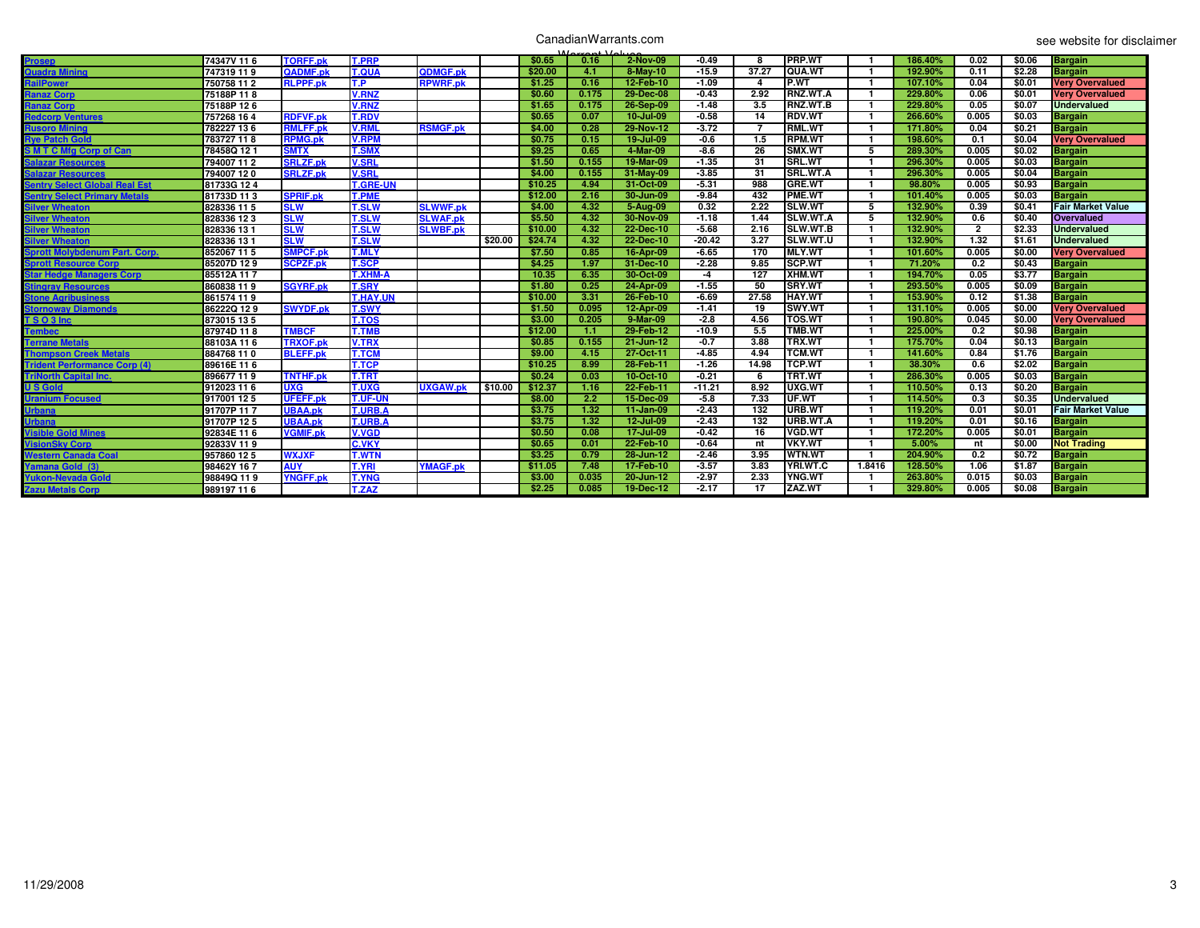CanadianWarrants.com

Warrant Values

see website for disclaimer

| | | | | | | | | | | | | | | | | |
|---|---|---|---|---|---|---|---|---|---|---|---|---|---|---|---|---|
| Prosep | 74347V 11 6 | TORFF.pk | T.PRP | | | $0.65 | 0.16 | 2-Nov-09 | -0.49 | 8 | PRP.WT | 1 | 186.40% | 0.02 | $0.06 | Bargain |
| Quadra Mining | 747319 11 9 | QADMF.pk | T.QUA | QDMGF.pk | | $20.00 | 4.1 | 8-May-10 | -15.9 | 37.27 | QUA.WT | 1 | 192.90% | 0.11 | $2.28 | Bargain |
| RailPower | 750758 11 2 | RLPPF.pk | T.P | RPWRF.pk | | $1.25 | 0.16 | 12-Feb-10 | -1.09 | 4 | P.WT | 1 | 107.10% | 0.04 | $0.01 | Very Overvalued |
| Ranaz Corp | 75188P 11 8 | | V.RNZ | | | $0.60 | 0.175 | 29-Dec-08 | -0.43 | 2.92 | RNZ.WT.A | 1 | 229.80% | 0.06 | $0.01 | Very Overvalued |
| Ranaz Corp | 75188P 12 6 | | V.RNZ | | | $1.65 | 0.175 | 26-Sep-09 | -1.48 | 3.5 | RNZ.WT.B | 1 | 229.80% | 0.05 | $0.07 | Undervalued |
| Redcorp Ventures | 757268 16 4 | RDFVF.pk | T.RDV | | | $0.65 | 0.07 | 10-Jul-09 | -0.58 | 14 | RDV.WT | 1 | 266.60% | 0.005 | $0.03 | Bargain |
| Rusoro Mining | 782227 13 6 | RMLFF.pk | V.RML | RSMGF.pk | | $4.00 | 0.28 | 29-Nov-12 | -3.72 | 7 | RML.WT | 1 | 171.80% | 0.04 | $0.21 | Bargain |
| Rye Patch Gold | 783727 11 8 | RPMG.pk | V.RPM | | | $0.75 | 0.15 | 19-Jul-09 | -0.6 | 1.5 | RPM.WT | 1 | 198.60% | 0.1 | $0.04 | Very Overvalued |
| S M T C Mfg Corp of Can | 78458Q 12 1 | SMTX | T.SMX | | | $9.25 | 0.65 | 4-Mar-09 | -8.6 | 26 | SMX.WT | 5 | 289.30% | 0.005 | $0.02 | Bargain |
| Salazar Resources | 794007 11 2 | SRLZF.pk | V.SRL | | | $1.50 | 0.155 | 19-Mar-09 | -1.35 | 31 | SRL.WT | 1 | 296.30% | 0.005 | $0.03 | Bargain |
| Salazar Resources | 794007 12 0 | SRLZF.pk | V.SRL | | | $4.00 | 0.155 | 31-May-09 | -3.85 | 31 | SRL.WT.A | 1 | 296.30% | 0.005 | $0.04 | Bargain |
| Sentry Select Global Real Est | 81733G 12 4 | | T.GRE-UN | | | $10.25 | 4.94 | 31-Oct-09 | -5.31 | 988 | GRE.WT | 1 | 98.80% | 0.005 | $0.93 | Bargain |
| Sentry Select Primary Metals | 81733D 11 3 | SPRIF.pk | T.PME | | | $12.00 | 2.16 | 30-Jun-09 | -9.84 | 432 | PME.WT | 1 | 101.40% | 0.005 | $0.03 | Bargain |
| Silver Wheaton | 828336 11 5 | SLW | T.SLW | SLWWF.pk | | $4.00 | 4.32 | 5-Aug-09 | 0.32 | 2.22 | SLW.WT | 5 | 132.90% | 0.39 | $0.41 | Fair Market Value |
| Silver Wheaton | 828336 12 3 | SLW | T.SLW | SLWAF.pk | | $5.50 | 4.32 | 30-Nov-09 | -1.18 | 1.44 | SLW.WT.A | 5 | 132.90% | 0.6 | $0.40 | Overvalued |
| Silver Wheaton | 828336 13 1 | SLW | T.SLW | SLWBF.pk | | $10.00 | 4.32 | 22-Dec-10 | -5.68 | 2.16 | SLW.WT.B | 1 | 132.90% | 2 | $2.33 | Undervalued |
| Silver Wheaton | 828336 13 1 | SLW | T.SLW | | $20.00 | $24.74 | 4.32 | 22-Dec-10 | -20.42 | 3.27 | SLW.WT.U | 1 | 132.90% | 1.32 | $1.61 | Undervalued |
| Sprott Molybdenum Part. Corp. | 852067 11 5 | SMPCF.pk | T.MLY | | | $7.50 | 0.85 | 16-Apr-09 | -6.65 | 170 | MLY.WT | 1 | 101.60% | 0.005 | $0.00 | Very Overvalued |
| Sprott Resource Corp | 85207D 12 9 | SCPZF.pk | T.SCP | | | $4.25 | 1.97 | 31-Dec-10 | -2.28 | 9.85 | SCP.WT | 1 | 71.20% | 0.2 | $0.43 | Bargain |
| Star Hedge Managers Corp | 85512A 11 7 | | T.XHM-A | | | 10.35 | 6.35 | 30-Oct-09 | -4 | 127 | XHM.WT | 1 | 194.70% | 0.05 | $3.77 | Bargain |
| Stingray Resources | 860838 11 9 | SGYRF.pk | T.SRY | | | $1.80 | 0.25 | 24-Apr-09 | -1.55 | 50 | SRY.WT | 1 | 293.50% | 0.005 | $0.09 | Bargain |
| Stone Agribusiness | 861574 11 9 | | T.HAY.UN | | | $10.00 | 3.31 | 26-Feb-10 | -6.69 | 27.58 | HAY.WT | 1 | 153.90% | 0.12 | $1.38 | Bargain |
| Stornoway Diamonds | 86222Q 12 9 | SWYDF.pk | T.SWY | | | $1.50 | 0.095 | 12-Apr-09 | -1.41 | 19 | SWY.WT | 1 | 131.10% | 0.005 | $0.00 | Very Overvalued |
| T S O 3 Inc | 873015 13 5 | | T.TOS | | | $3.00 | 0.205 | 9-Mar-09 | -2.8 | 4.56 | TOS.WT | 1 | 190.80% | 0.045 | $0.00 | Very Overvalued |
| Tembec | 87974D 11 8 | TMBCF | T.TMB | | | $12.00 | 1.1 | 29-Feb-12 | -10.9 | 5.5 | TMB.WT | 1 | 225.00% | 0.2 | $0.98 | Bargain |
| Terrane Metals | 88103A 11 6 | TRXOF.pk | V.TRX | | | $0.85 | 0.155 | 21-Jun-12 | -0.7 | 3.88 | TRX.WT | 1 | 175.70% | 0.04 | $0.13 | Bargain |
| Thompson Creek Metals | 884768 11 0 | BLEFF.pk | T.TCM | | | $9.00 | 4.15 | 27-Oct-11 | -4.85 | 4.94 | TCM.WT | 1 | 141.60% | 0.84 | $1.76 | Bargain |
| Trident Performance Corp (4) | 89616E 11 6 | | T.TCP | | | $10.25 | 8.99 | 28-Feb-11 | -1.26 | 14.98 | TCP.WT | 1 | 38.30% | 0.6 | $2.02 | Bargain |
| TriNorth Capital Inc. | 896677 11 9 | TNTHF.pk | T.TRT | | | $0.24 | 0.03 | 10-Oct-10 | -0.21 | 6 | TRT.WT | 1 | 286.30% | 0.005 | $0.03 | Bargain |
| U S Gold | 912023 11 6 | UXG | T.UXG | UXGAW.pk | $10.00 | $12.37 | 1.16 | 22-Feb-11 | -11.21 | 8.92 | UXG.WT | 1 | 110.50% | 0.13 | $0.20 | Bargain |
| Uranium Focused | 917001 12 5 | UFEFF.pk | T.UF-UN | | | $8.00 | 2.2 | 15-Dec-09 | -5.8 | 7.33 | UF.WT | 1 | 114.50% | 0.3 | $0.35 | Undervalued |
| Urbana | 91707P 11 7 | UBAA.pk | T.URB.A | | | $3.75 | 1.32 | 11-Jan-09 | -2.43 | 132 | URB.WT | 1 | 119.20% | 0.01 | $0.01 | Fair Market Value |
| Urbana | 91707P 12 5 | UBAA.pk | T.URB.A | | | $3.75 | 1.32 | 12-Jul-09 | -2.43 | 132 | URB.WT.A | 1 | 119.20% | 0.01 | $0.16 | Bargain |
| Visible Gold Mines | 92834E 11 6 | VGMIF.pk | V.VGD | | | $0.50 | 0.08 | 17-Jul-09 | -0.42 | 16 | VGD.WT | 1 | 172.20% | 0.005 | $0.01 | Bargain |
| VisionSky Corp | 92833V 11 9 | | C.VKY | | | $0.65 | 0.01 | 22-Feb-10 | -0.64 | nt | VKY.WT | 1 | 5.00% | nt | $0.00 | Not Trading |
| Western Canada Coal | 957860 12 5 | WXJXF | T.WTN | | | $3.25 | 0.79 | 28-Jun-12 | -2.46 | 3.95 | WTN.WT | 1 | 204.90% | 0.2 | $0.72 | Bargain |
| Yamana Gold (3) | 98462Y 16 7 | AUY | T.YRI | YMAGF.pk | | $11.05 | 7.48 | 17-Feb-10 | -3.57 | 3.83 | YRI.WT.C | 1.8416 | 128.50% | 1.06 | $1.87 | Bargain |
| Yukon-Nevada Gold | 98849Q 11 9 | YNGFF.pk | T.YNG | | | $3.00 | 0.035 | 20-Jun-12 | -2.97 | 2.33 | YNG.WT | 1 | 263.80% | 0.015 | $0.03 | Bargain |
| Zazu Metals Corp | 989197 11 6 | | T.ZAZ | | | $2.25 | 0.085 | 19-Dec-12 | -2.17 | 17 | ZAZ.WT | 1 | 329.80% | 0.005 | $0.08 | Bargain |

11/29/2008